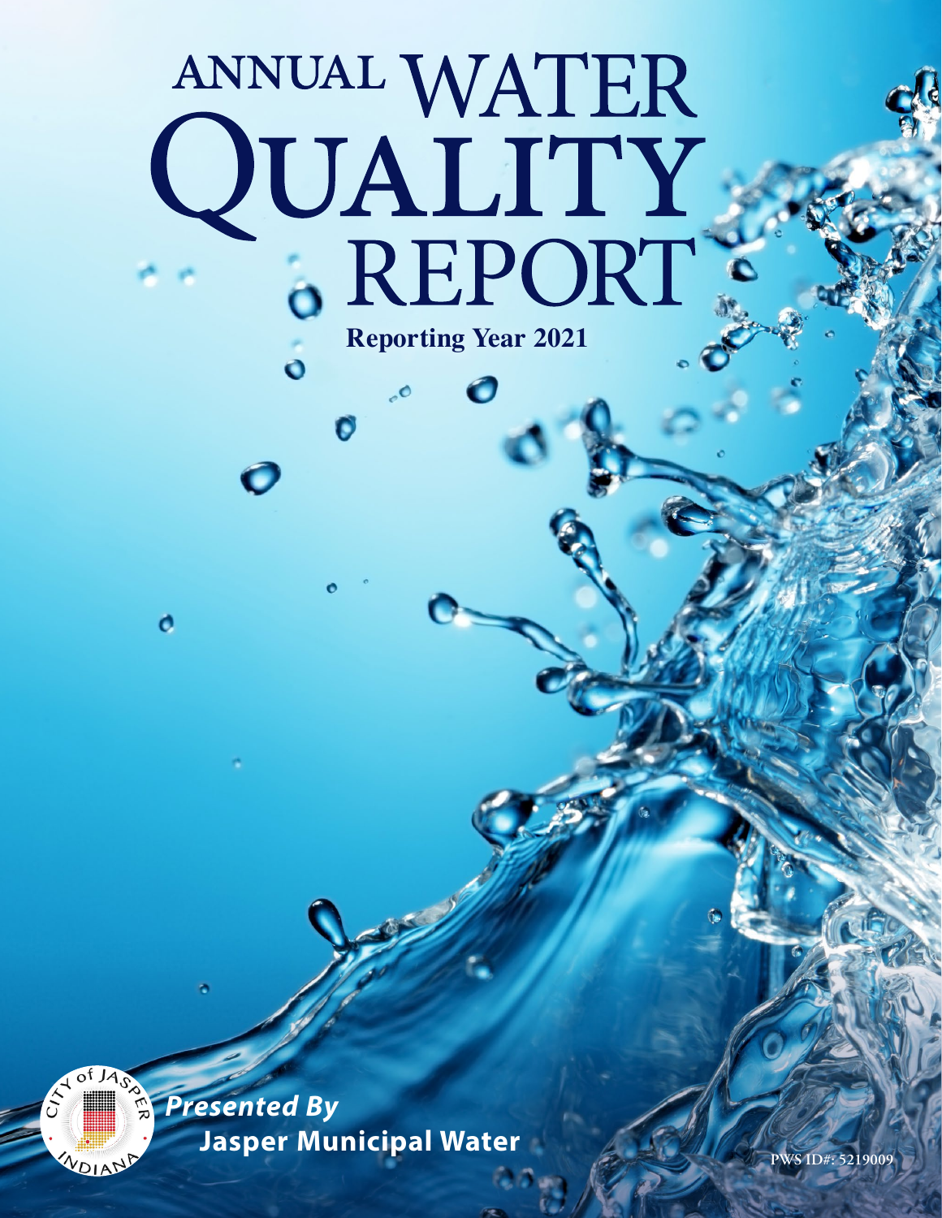# ANNUAL WATER QUALITY REPORT

**Reporting Year 2021**

***Presented By***
**Jasper Municipal Water**

PWS ID#: 5219009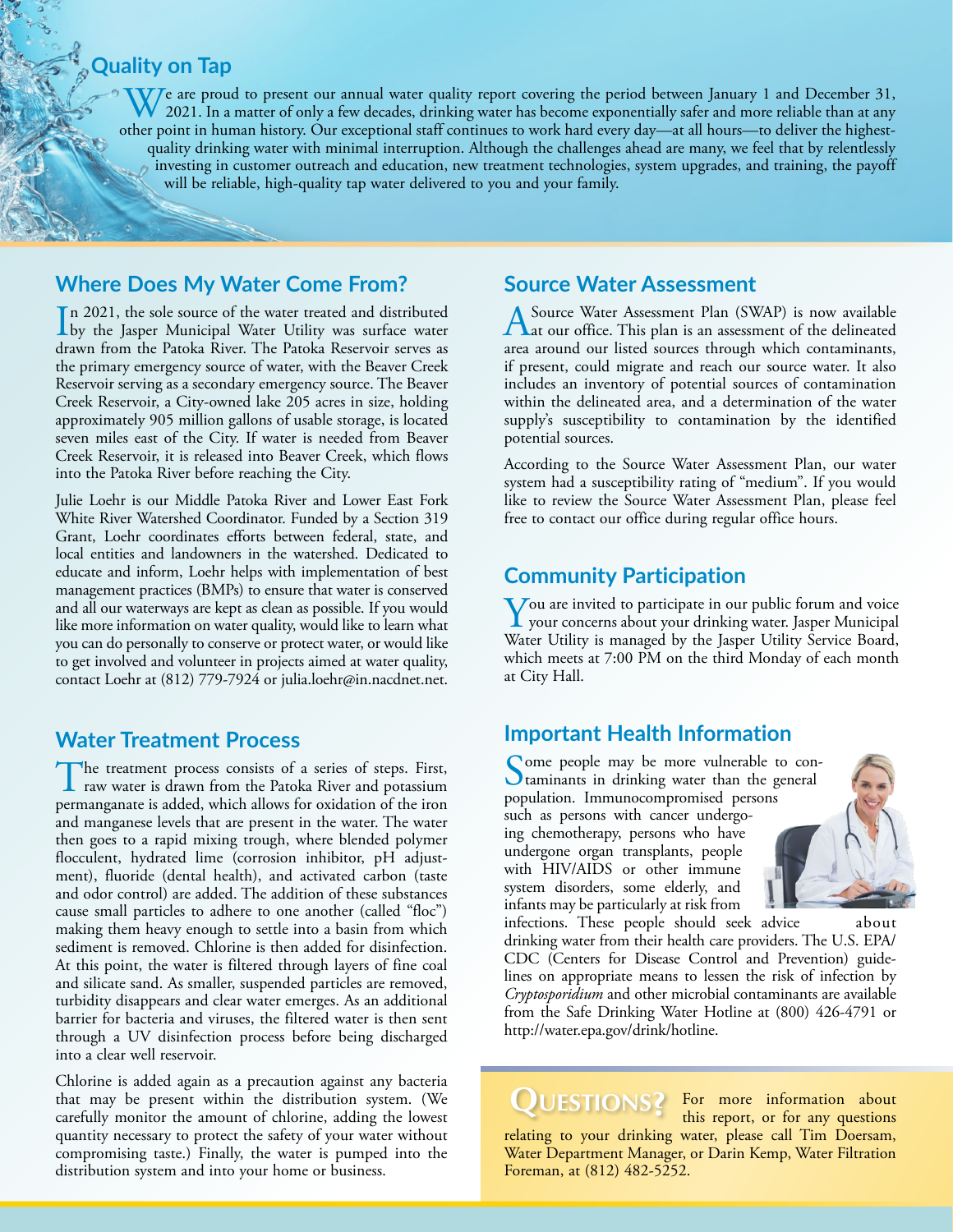## Quality on Tap

We are proud to present our annual water quality report covering the period between January 1 and December 31, 2021. In a matter of only a few decades, drinking water has become exponentially safer and more reliable than at any other point in human history. Our exceptional staff continues to work hard every day—at all hours—to deliver the highest-quality drinking water with minimal interruption. Although the challenges ahead are many, we feel that by relentlessly investing in customer outreach and education, new treatment technologies, system upgrades, and training, the payoff will be reliable, high-quality tap water delivered to you and your family.

## Where Does My Water Come From?

In 2021, the sole source of the water treated and distributed by the Jasper Municipal Water Utility was surface water drawn from the Patoka River. The Patoka Reservoir serves as the primary emergency source of water, with the Beaver Creek Reservoir serving as a secondary emergency source. The Beaver Creek Reservoir, a City-owned lake 205 acres in size, holding approximately 905 million gallons of usable storage, is located seven miles east of the City. If water is needed from Beaver Creek Reservoir, it is released into Beaver Creek, which flows into the Patoka River before reaching the City.

Julie Loehr is our Middle Patoka River and Lower East Fork White River Watershed Coordinator. Funded by a Section 319 Grant, Loehr coordinates efforts between federal, state, and local entities and landowners in the watershed. Dedicated to educate and inform, Loehr helps with implementation of best management practices (BMPs) to ensure that water is conserved and all our waterways are kept as clean as possible. If you would like more information on water quality, would like to learn what you can do personally to conserve or protect water, or would like to get involved and volunteer in projects aimed at water quality, contact Loehr at (812) 779-7924 or julia.loehr@in.nacdnet.net.

## Water Treatment Process

The treatment process consists of a series of steps. First, raw water is drawn from the Patoka River and potassium permanganate is added, which allows for oxidation of the iron and manganese levels that are present in the water. The water then goes to a rapid mixing trough, where blended polymer flocculent, hydrated lime (corrosion inhibitor, pH adjustment), fluoride (dental health), and activated carbon (taste and odor control) are added. The addition of these substances cause small particles to adhere to one another (called "floc") making them heavy enough to settle into a basin from which sediment is removed. Chlorine is then added for disinfection. At this point, the water is filtered through layers of fine coal and silicate sand. As smaller, suspended particles are removed, turbidity disappears and clear water emerges. As an additional barrier for bacteria and viruses, the filtered water is then sent through a UV disinfection process before being discharged into a clear well reservoir.

Chlorine is added again as a precaution against any bacteria that may be present within the distribution system. (We carefully monitor the amount of chlorine, adding the lowest quantity necessary to protect the safety of your water without compromising taste.) Finally, the water is pumped into the distribution system and into your home or business.

## Source Water Assessment

A Source Water Assessment Plan (SWAP) is now available at our office. This plan is an assessment of the delineated area around our listed sources through which contaminants, if present, could migrate and reach our source water. It also includes an inventory of potential sources of contamination within the delineated area, and a determination of the water supply's susceptibility to contamination by the identified potential sources.

According to the Source Water Assessment Plan, our water system had a susceptibility rating of "medium". If you would like to review the Source Water Assessment Plan, please feel free to contact our office during regular office hours.

## Community Participation

You are invited to participate in our public forum and voice your concerns about your drinking water. Jasper Municipal Water Utility is managed by the Jasper Utility Service Board, which meets at 7:00 PM on the third Monday of each month at City Hall.

## Important Health Information

Some people may be more vulnerable to contaminants in drinking water than the general population. Immunocompromised persons such as persons with cancer undergoing chemotherapy, persons who have undergone organ transplants, people with HIV/AIDS or other immune system disorders, some elderly, and infants may be particularly at risk from infections. These people should seek advice about drinking water from their health care providers. The U.S. EPA/CDC (Centers for Disease Control and Prevention) guidelines on appropriate means to lessen the risk of infection by *Cryptosporidium* and other microbial contaminants are available from the Safe Drinking Water Hotline at (800) 426-4791 or http://water.epa.gov/drink/hotline.

**QUESTIONS?** For more information about this report, or for any questions relating to your drinking water, please call Tim Doersam, Water Department Manager, or Darin Kemp, Water Filtration Foreman, at (812) 482-5252.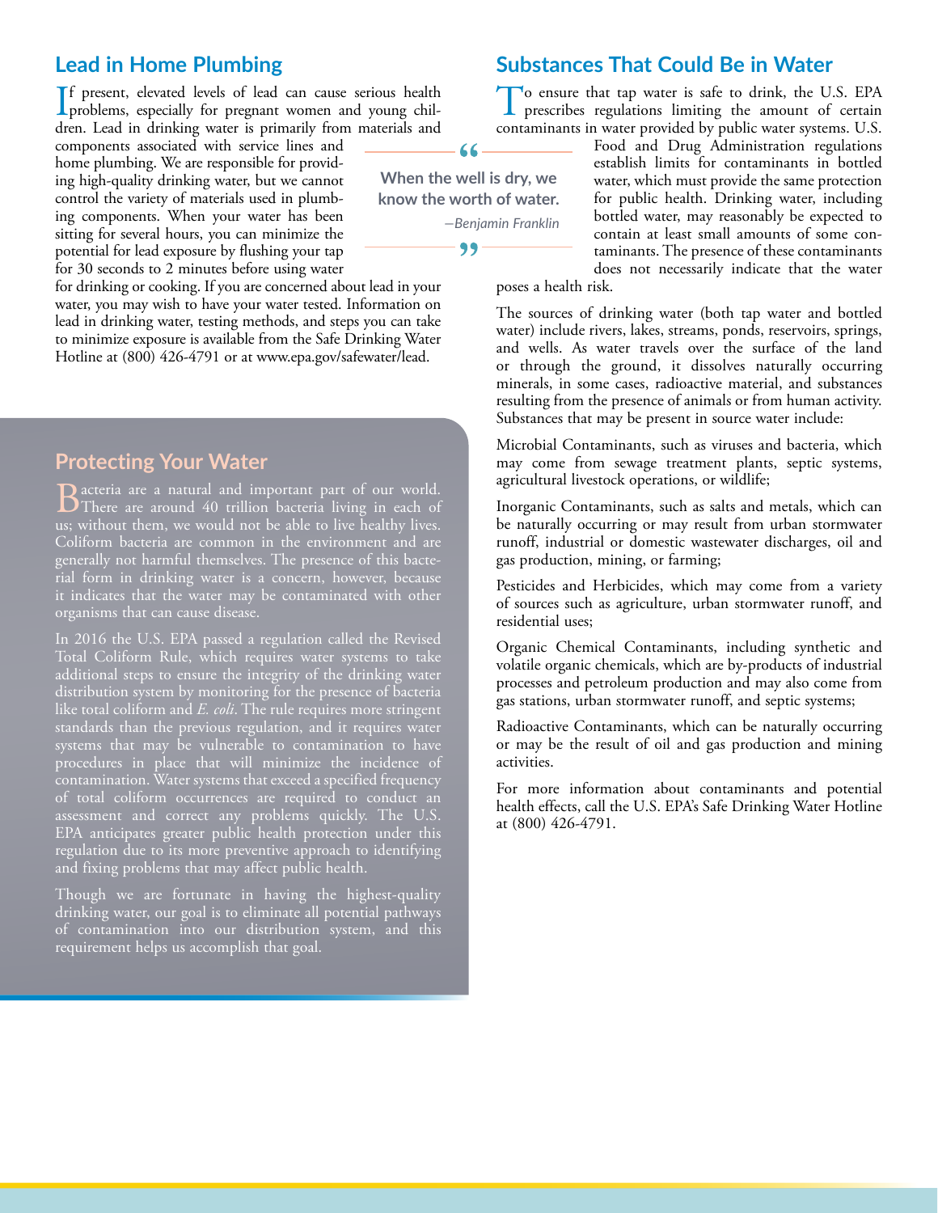## Lead in Home Plumbing

If present, elevated levels of lead can cause serious health problems, especially for pregnant women and young children. Lead in drinking water is primarily from materials and components associated with service lines and home plumbing. We are responsible for providing high-quality drinking water, but we cannot control the variety of materials used in plumbing components. When your water has been sitting for several hours, you can minimize the potential for lead exposure by flushing your tap for 30 seconds to 2 minutes before using water for drinking or cooking. If you are concerned about lead in your water, you may wish to have your water tested. Information on lead in drinking water, testing methods, and steps you can take to minimize exposure is available from the Safe Drinking Water Hotline at (800) 426-4791 or at www.epa.gov/safewater/lead.

> **When the well is dry, we know the worth of water.**
>
> *—Benjamin Franklin*

## Protecting Your Water

Bacteria are a natural and important part of our world. There are around 40 trillion bacteria living in each of us; without them, we would not be able to live healthy lives. Coliform bacteria are common in the environment and are generally not harmful themselves. The presence of this bacterial form in drinking water is a concern, however, because it indicates that the water may be contaminated with other organisms that can cause disease.

In 2016 the U.S. EPA passed a regulation called the Revised Total Coliform Rule, which requires water systems to take additional steps to ensure the integrity of the drinking water distribution system by monitoring for the presence of bacteria like total coliform and *E. coli*. The rule requires more stringent standards than the previous regulation, and it requires water systems that may be vulnerable to contamination to have procedures in place that will minimize the incidence of contamination. Water systems that exceed a specified frequency of total coliform occurrences are required to conduct an assessment and correct any problems quickly. The U.S. EPA anticipates greater public health protection under this regulation due to its more preventive approach to identifying and fixing problems that may affect public health.

Though we are fortunate in having the highest-quality drinking water, our goal is to eliminate all potential pathways of contamination into our distribution system, and this requirement helps us accomplish that goal.

## Substances That Could Be in Water

To ensure that tap water is safe to drink, the U.S. EPA prescribes regulations limiting the amount of certain contaminants in water provided by public water systems. U.S. Food and Drug Administration regulations establish limits for contaminants in bottled water, which must provide the same protection for public health. Drinking water, including bottled water, may reasonably be expected to contain at least small amounts of some contaminants. The presence of these contaminants does not necessarily indicate that the water poses a health risk.

The sources of drinking water (both tap water and bottled water) include rivers, lakes, streams, ponds, reservoirs, springs, and wells. As water travels over the surface of the land or through the ground, it dissolves naturally occurring minerals, in some cases, radioactive material, and substances resulting from the presence of animals or from human activity. Substances that may be present in source water include:

Microbial Contaminants, such as viruses and bacteria, which may come from sewage treatment plants, septic systems, agricultural livestock operations, or wildlife;

Inorganic Contaminants, such as salts and metals, which can be naturally occurring or may result from urban stormwater runoff, industrial or domestic wastewater discharges, oil and gas production, mining, or farming;

Pesticides and Herbicides, which may come from a variety of sources such as agriculture, urban stormwater runoff, and residential uses;

Organic Chemical Contaminants, including synthetic and volatile organic chemicals, which are by-products of industrial processes and petroleum production and may also come from gas stations, urban stormwater runoff, and septic systems;

Radioactive Contaminants, which can be naturally occurring or may be the result of oil and gas production and mining activities.

For more information about contaminants and potential health effects, call the U.S. EPA's Safe Drinking Water Hotline at (800) 426-4791.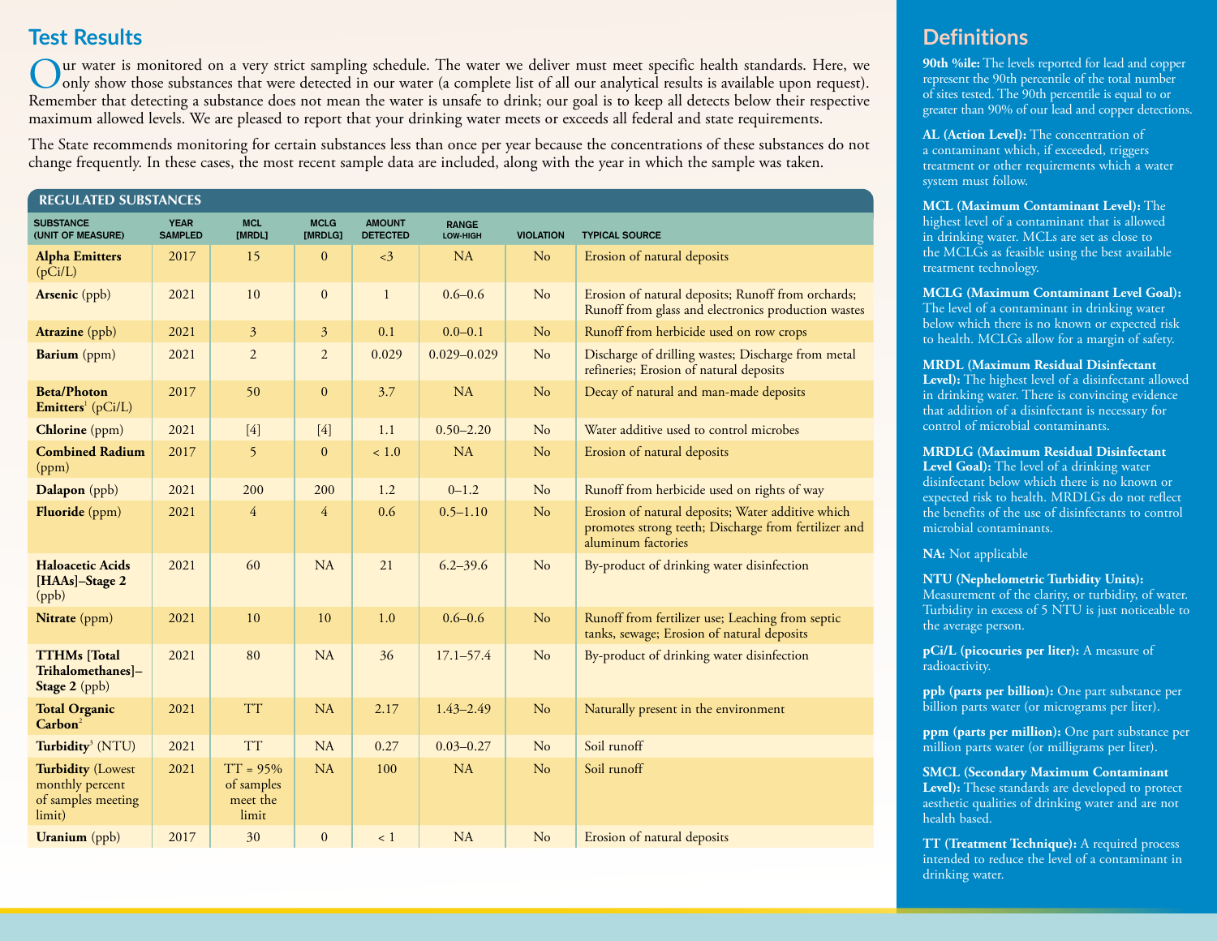## Test Results

Our water is monitored on a very strict sampling schedule. The water we deliver must meet specific health standards. Here, we only show those substances that were detected in our water (a complete list of all our analytical results is available upon request). Remember that detecting a substance does not mean the water is unsafe to drink; our goal is to keep all detects below their respective maximum allowed levels. We are pleased to report that your drinking water meets or exceeds all federal and state requirements.

The State recommends monitoring for certain substances less than once per year because the concentrations of these substances do not change frequently. In these cases, the most recent sample data are included, along with the year in which the sample was taken.

### REGULATED SUBSTANCES

| SUBSTANCE (UNIT OF MEASURE) | YEAR SAMPLED | MCL [MRDL] | MCLG [MRDLG] | AMOUNT DETECTED | RANGE LOW-HIGH | VIOLATION | TYPICAL SOURCE |
|---|---|---|---|---|---|---|---|
| **Alpha Emitters** (pCi/L) | 2017 | 15 | 0 | <3 | NA | No | Erosion of natural deposits |
| **Arsenic** (ppb) | 2021 | 10 | 0 | 1 | 0.6–0.6 | No | Erosion of natural deposits; Runoff from orchards; Runoff from glass and electronics production wastes |
| **Atrazine** (ppb) | 2021 | 3 | 3 | 0.1 | 0.0–0.1 | No | Runoff from herbicide used on row crops |
| **Barium** (ppm) | 2021 | 2 | 2 | 0.029 | 0.029–0.029 | No | Discharge of drilling wastes; Discharge from metal refineries; Erosion of natural deposits |
| **Beta/Photon Emitters**[1] (pCi/L) | 2017 | 50 | 0 | 3.7 | NA | No | Decay of natural and man-made deposits |
| **Chlorine** (ppm) | 2021 | [4] | [4] | 1.1 | 0.50–2.20 | No | Water additive used to control microbes |
| **Combined Radium** (ppm) | 2017 | 5 | 0 | < 1.0 | NA | No | Erosion of natural deposits |
| **Dalapon** (ppb) | 2021 | 200 | 200 | 1.2 | 0–1.2 | No | Runoff from herbicide used on rights of way |
| **Fluoride** (ppm) | 2021 | 4 | 4 | 0.6 | 0.5–1.10 | No | Erosion of natural deposits; Water additive which promotes strong teeth; Discharge from fertilizer and aluminum factories |
| **Haloacetic Acids [HAAs]–Stage 2** (ppb) | 2021 | 60 | NA | 21 | 6.2–39.6 | No | By-product of drinking water disinfection |
| **Nitrate** (ppm) | 2021 | 10 | 10 | 1.0 | 0.6–0.6 | No | Runoff from fertilizer use; Leaching from septic tanks, sewage; Erosion of natural deposits |
| **TTHMs [Total Trihalomethanes]–Stage 2** (ppb) | 2021 | 80 | NA | 36 | 17.1–57.4 | No | By-product of drinking water disinfection |
| **Total Organic Carbon**[2] | 2021 | TT | NA | 2.17 | 1.43–2.49 | No | Naturally present in the environment |
| **Turbidity**[3] (NTU) | 2021 | TT | NA | 0.27 | 0.03–0.27 | No | Soil runoff |
| **Turbidity** (Lowest monthly percent of samples meeting limit) | 2021 | TT = 95% of samples meet the limit | NA | 100 | NA | No | Soil runoff |
| **Uranium** (ppb) | 2017 | 30 | 0 | < 1 | NA | No | Erosion of natural deposits |

## Definitions

**90th %ile:** The levels reported for lead and copper represent the 90th percentile of the total number of sites tested. The 90th percentile is equal to or greater than 90% of our lead and copper detections.

**AL (Action Level):** The concentration of a contaminant which, if exceeded, triggers treatment or other requirements which a water system must follow.

**MCL (Maximum Contaminant Level):** The highest level of a contaminant that is allowed in drinking water. MCLs are set as close to the MCLGs as feasible using the best available treatment technology.

**MCLG (Maximum Contaminant Level Goal):** The level of a contaminant in drinking water below which there is no known or expected risk to health. MCLGs allow for a margin of safety.

**MRDL (Maximum Residual Disinfectant Level):** The highest level of a disinfectant allowed in drinking water. There is convincing evidence that addition of a disinfectant is necessary for control of microbial contaminants.

**MRDLG (Maximum Residual Disinfectant Level Goal):** The level of a drinking water disinfectant below which there is no known or expected risk to health. MRDLGs do not reflect the benefits of the use of disinfectants to control microbial contaminants.

**NA:** Not applicable

**NTU (Nephelometric Turbidity Units):** Measurement of the clarity, or turbidity, of water. Turbidity in excess of 5 NTU is just noticeable to the average person.

**pCi/L (picocuries per liter):** A measure of radioactivity.

**ppb (parts per billion):** One part substance per billion parts water (or micrograms per liter).

**ppm (parts per million):** One part substance per million parts water (or milligrams per liter).

**SMCL (Secondary Maximum Contaminant Level):** These standards are developed to protect aesthetic qualities of drinking water and are not health based.

**TT (Treatment Technique):** A required process intended to reduce the level of a contaminant in drinking water.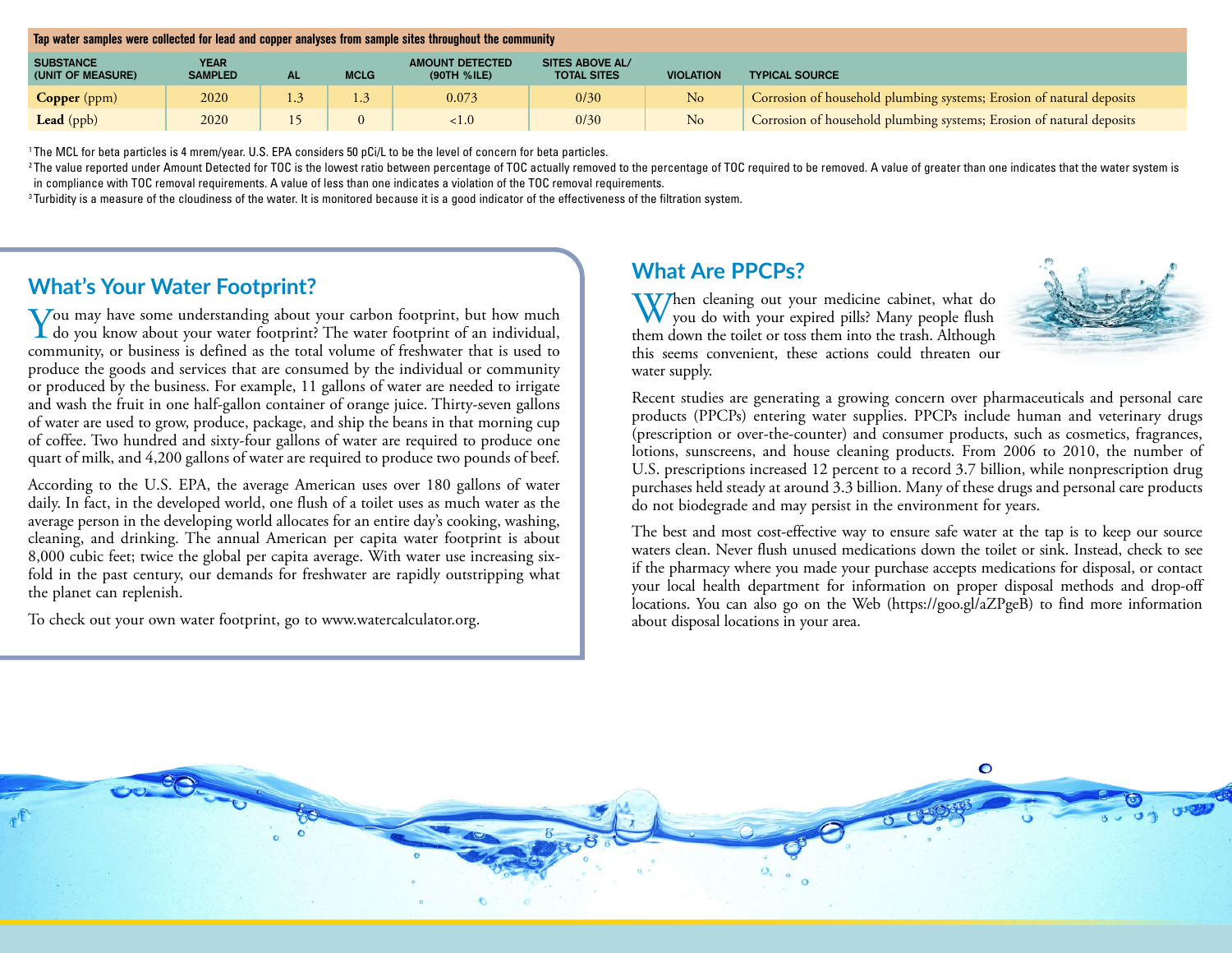| Tap water samples were collected for lead and copper analyses from sample sites throughout the community | | | | | | | |
|---|---|---|---|---|---|---|---|
| SUBSTANCE (UNIT OF MEASURE) | YEAR SAMPLED | AL | MCLG | AMOUNT DETECTED (90TH %ILE) | SITES ABOVE AL/ TOTAL SITES | VIOLATION | TYPICAL SOURCE |
| **Copper** (ppm) | 2020 | 1.3 | 1.3 | 0.073 | 0/30 | No | Corrosion of household plumbing systems; Erosion of natural deposits |
| **Lead** (ppb) | 2020 | 15 | 0 | <1.0 | 0/30 | No | Corrosion of household plumbing systems; Erosion of natural deposits |

[1] The MCL for beta particles is 4 mrem/year. U.S. EPA considers 50 pCi/L to be the level of concern for beta particles.

[2] The value reported under Amount Detected for TOC is the lowest ratio between percentage of TOC actually removed to the percentage of TOC required to be removed. A value of greater than one indicates that the water system is in compliance with TOC removal requirements. A value of less than one indicates a violation of the TOC removal requirements.

[3] Turbidity is a measure of the cloudiness of the water. It is monitored because it is a good indicator of the effectiveness of the filtration system.

## What's Your Water Footprint?

You may have some understanding about your carbon footprint, but how much do you know about your water footprint? The water footprint of an individual, community, or business is defined as the total volume of freshwater that is used to produce the goods and services that are consumed by the individual or community or produced by the business. For example, 11 gallons of water are needed to irrigate and wash the fruit in one half-gallon container of orange juice. Thirty-seven gallons of water are used to grow, produce, package, and ship the beans in that morning cup of coffee. Two hundred and sixty-four gallons of water are required to produce one quart of milk, and 4,200 gallons of water are required to produce two pounds of beef.

According to the U.S. EPA, the average American uses over 180 gallons of water daily. In fact, in the developed world, one flush of a toilet uses as much water as the average person in the developing world allocates for an entire day's cooking, washing, cleaning, and drinking. The annual American per capita water footprint is about 8,000 cubic feet; twice the global per capita average. With water use increasing six-fold in the past century, our demands for freshwater are rapidly outstripping what the planet can replenish.

To check out your own water footprint, go to www.watercalculator.org.

## What Are PPCPs?

When cleaning out your medicine cabinet, what do you do with your expired pills? Many people flush them down the toilet or toss them into the trash. Although this seems convenient, these actions could threaten our water supply.

Recent studies are generating a growing concern over pharmaceuticals and personal care products (PPCPs) entering water supplies. PPCPs include human and veterinary drugs (prescription or over-the-counter) and consumer products, such as cosmetics, fragrances, lotions, sunscreens, and house cleaning products. From 2006 to 2010, the number of U.S. prescriptions increased 12 percent to a record 3.7 billion, while nonprescription drug purchases held steady at around 3.3 billion. Many of these drugs and personal care products do not biodegrade and may persist in the environment for years.

The best and most cost-effective way to ensure safe water at the tap is to keep our source waters clean. Never flush unused medications down the toilet or sink. Instead, check to see if the pharmacy where you made your purchase accepts medications for disposal, or contact your local health department for information on proper disposal methods and drop-off locations. You can also go on the Web (https://goo.gl/aZPgeB) to find more information about disposal locations in your area.